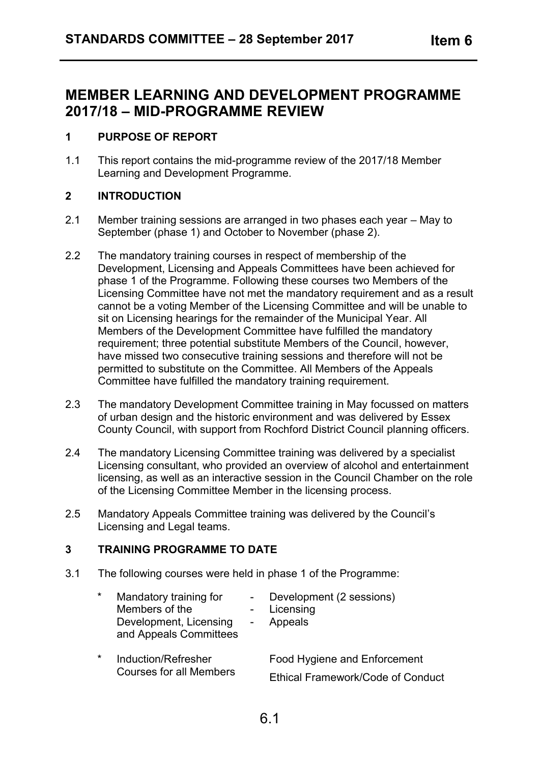# MEMBER LEARNING AND DEVELOPMENT PROGRAMME 2017/18 – MID-PROGRAMME REVIEW

## 1 PURPOSE OF REPORT

1.1 This report contains the mid-programme review of the 2017/18 Member Learning and Development Programme.

## 2 INTRODUCTION

2.1 Member training sessions are arranged in two phases each year – May to September (phase 1) and October to November (phase 2).

2.2 The mandatory training courses in respect of membership of the Development, Licensing and Appeals Committees have been achieved for phase 1 of the Programme. Following these courses two Members of the Licensing Committee have not met the mandatory requirement and as a result cannot be a voting Member of the Licensing Committee and will be unable to sit on Licensing hearings for the remainder of the Municipal Year. All Members of the Development Committee have fulfilled the mandatory requirement; three potential substitute Members of the Council, however, have missed two consecutive training sessions and therefore will not be permitted to substitute on the Committee. All Members of the Appeals Committee have fulfilled the mandatory training requirement.

2.3 The mandatory Development Committee training in May focussed on matters of urban design and the historic environment and was delivered by Essex County Council, with support from Rochford District Council planning officers.

2.4 The mandatory Licensing Committee training was delivered by a specialist Licensing consultant, who provided an overview of alcohol and entertainment licensing, as well as an interactive session in the Council Chamber on the role of the Licensing Committee Member in the licensing process.

2.5 Mandatory Appeals Committee training was delivered by the Council's Licensing and Legal teams.

## 3 TRAINING PROGRAMME TO DATE

3.1 The following courses were held in phase 1 of the Programme:

* Mandatory training for Members of the Development, Licensing and Appeals Committees
  - Development (2 sessions)
  - Licensing
  - Appeals

* Induction/Refresher Courses for all Members
  - Food Hygiene and Enforcement
  - Ethical Framework/Code of Conduct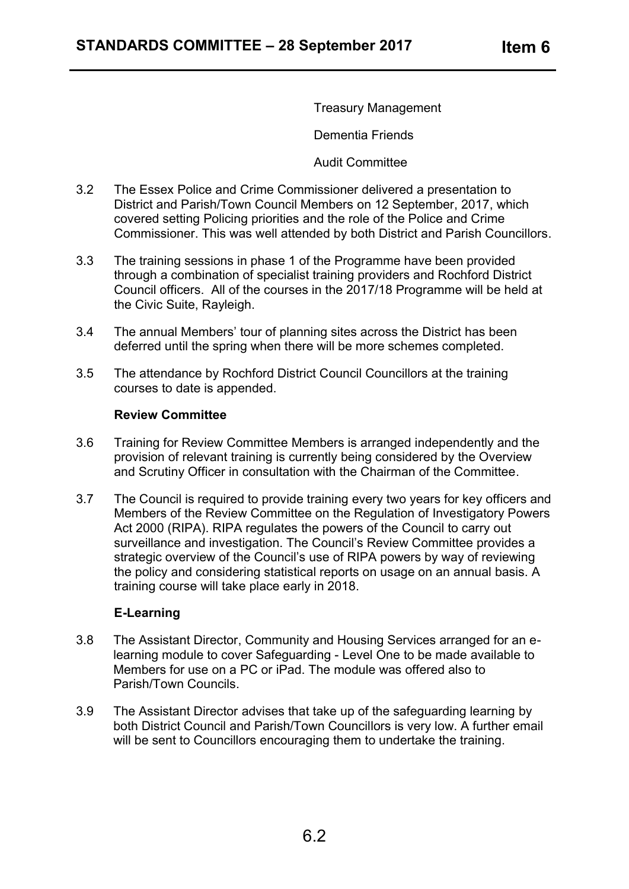Treasury Management

Dementia Friends

Audit Committee

3.2 The Essex Police and Crime Commissioner delivered a presentation to District and Parish/Town Council Members on 12 September, 2017, which covered setting Policing priorities and the role of the Police and Crime Commissioner. This was well attended by both District and Parish Councillors.

3.3 The training sessions in phase 1 of the Programme have been provided through a combination of specialist training providers and Rochford District Council officers. All of the courses in the 2017/18 Programme will be held at the Civic Suite, Rayleigh.

3.4 The annual Members' tour of planning sites across the District has been deferred until the spring when there will be more schemes completed.

3.5 The attendance by Rochford District Council Councillors at the training courses to date is appended.

**Review Committee**

3.6 Training for Review Committee Members is arranged independently and the provision of relevant training is currently being considered by the Overview and Scrutiny Officer in consultation with the Chairman of the Committee.

3.7 The Council is required to provide training every two years for key officers and Members of the Review Committee on the Regulation of Investigatory Powers Act 2000 (RIPA). RIPA regulates the powers of the Council to carry out surveillance and investigation. The Council's Review Committee provides a strategic overview of the Council's use of RIPA powers by way of reviewing the policy and considering statistical reports on usage on an annual basis. A training course will take place early in 2018.

**E-Learning**

3.8 The Assistant Director, Community and Housing Services arranged for an e-learning module to cover Safeguarding - Level One to be made available to Members for use on a PC or iPad. The module was offered also to Parish/Town Councils.

3.9 The Assistant Director advises that take up of the safeguarding learning by both District Council and Parish/Town Councillors is very low. A further email will be sent to Councillors encouraging them to undertake the training.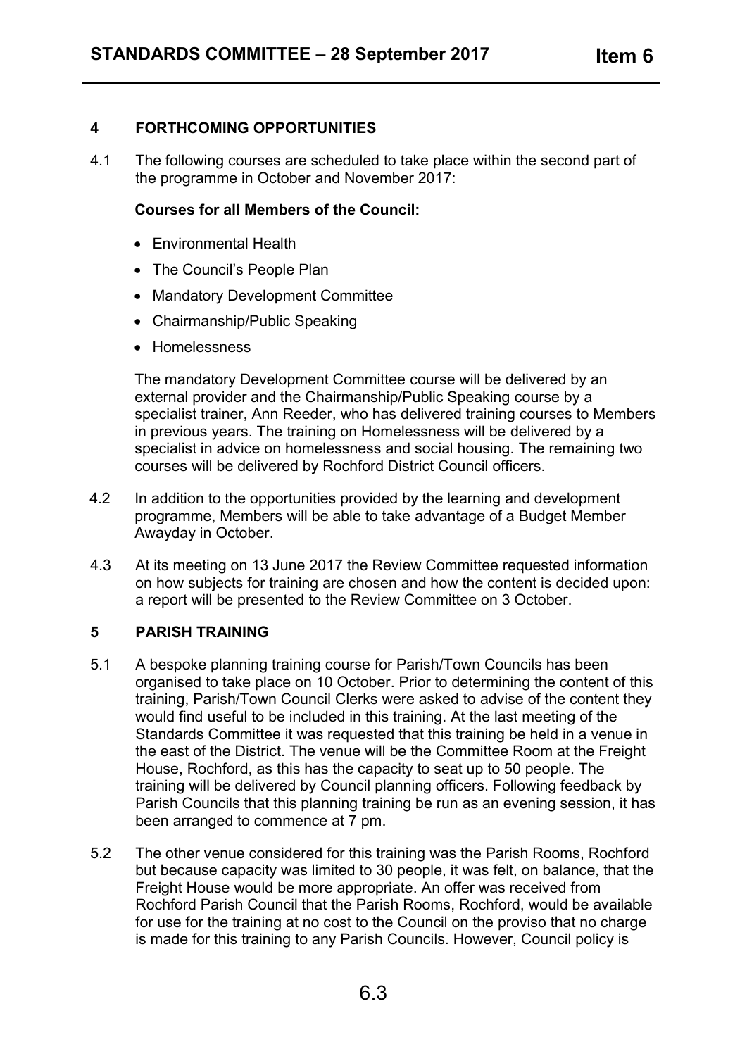## 4 FORTHCOMING OPPORTUNITIES

4.1 The following courses are scheduled to take place within the second part of the programme in October and November 2017:

**Courses for all Members of the Council:**

- Environmental Health
- The Council's People Plan
- Mandatory Development Committee
- Chairmanship/Public Speaking
- Homelessness

The mandatory Development Committee course will be delivered by an external provider and the Chairmanship/Public Speaking course by a specialist trainer, Ann Reeder, who has delivered training courses to Members in previous years. The training on Homelessness will be delivered by a specialist in advice on homelessness and social housing. The remaining two courses will be delivered by Rochford District Council officers.

4.2 In addition to the opportunities provided by the learning and development programme, Members will be able to take advantage of a Budget Member Awayday in October.

4.3 At its meeting on 13 June 2017 the Review Committee requested information on how subjects for training are chosen and how the content is decided upon: a report will be presented to the Review Committee on 3 October.

## 5 PARISH TRAINING

5.1 A bespoke planning training course for Parish/Town Councils has been organised to take place on 10 October. Prior to determining the content of this training, Parish/Town Council Clerks were asked to advise of the content they would find useful to be included in this training. At the last meeting of the Standards Committee it was requested that this training be held in a venue in the east of the District. The venue will be the Committee Room at the Freight House, Rochford, as this has the capacity to seat up to 50 people. The training will be delivered by Council planning officers. Following feedback by Parish Councils that this planning training be run as an evening session, it has been arranged to commence at 7 pm.

5.2 The other venue considered for this training was the Parish Rooms, Rochford but because capacity was limited to 30 people, it was felt, on balance, that the Freight House would be more appropriate. An offer was received from Rochford Parish Council that the Parish Rooms, Rochford, would be available for use for the training at no cost to the Council on the proviso that no charge is made for this training to any Parish Councils. However, Council policy is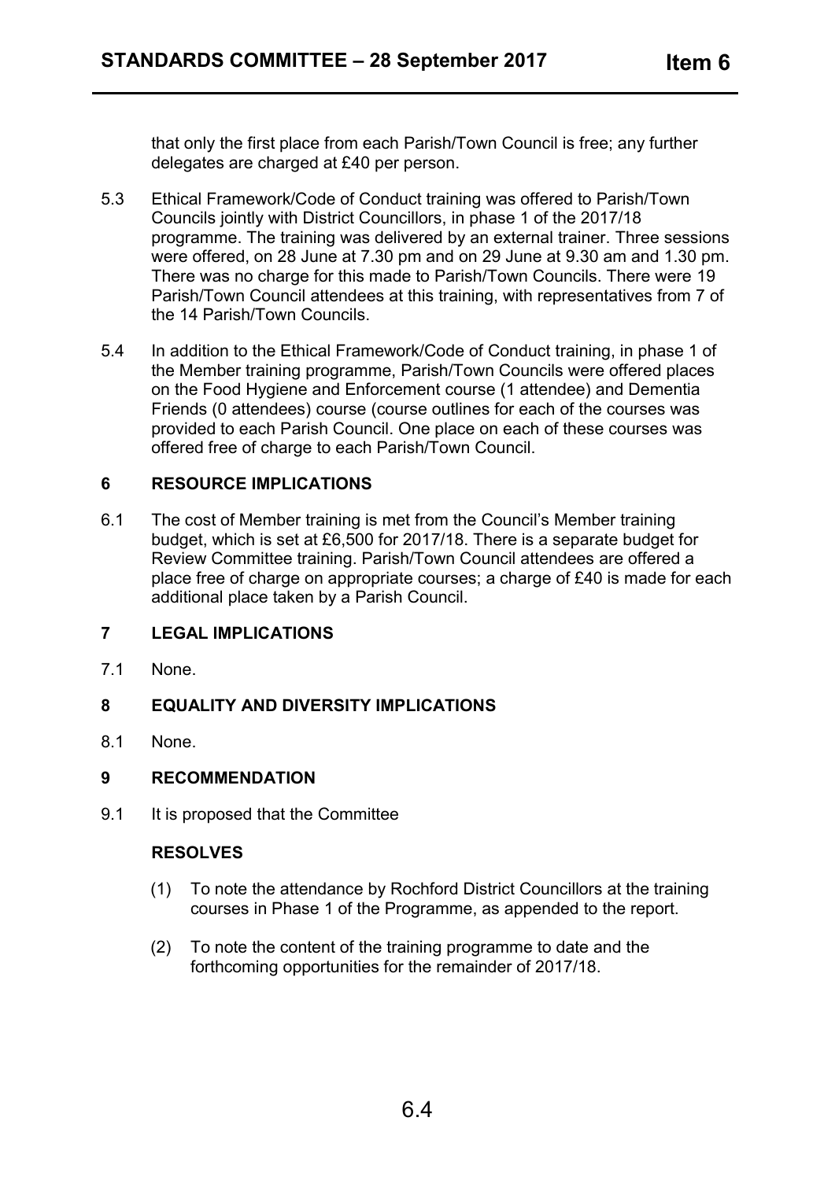that only the first place from each Parish/Town Council is free; any further delegates are charged at £40 per person.

5.3 Ethical Framework/Code of Conduct training was offered to Parish/Town Councils jointly with District Councillors, in phase 1 of the 2017/18 programme. The training was delivered by an external trainer. Three sessions were offered, on 28 June at 7.30 pm and on 29 June at 9.30 am and 1.30 pm. There was no charge for this made to Parish/Town Councils. There were 19 Parish/Town Council attendees at this training, with representatives from 7 of the 14 Parish/Town Councils.

5.4 In addition to the Ethical Framework/Code of Conduct training, in phase 1 of the Member training programme, Parish/Town Councils were offered places on the Food Hygiene and Enforcement course (1 attendee) and Dementia Friends (0 attendees) course (course outlines for each of the courses was provided to each Parish Council. One place on each of these courses was offered free of charge to each Parish/Town Council.

## 6 RESOURCE IMPLICATIONS

6.1 The cost of Member training is met from the Council's Member training budget, which is set at £6,500 for 2017/18. There is a separate budget for Review Committee training. Parish/Town Council attendees are offered a place free of charge on appropriate courses; a charge of £40 is made for each additional place taken by a Parish Council.

## 7 LEGAL IMPLICATIONS

7.1 None.

## 8 EQUALITY AND DIVERSITY IMPLICATIONS

8.1 None.

## 9 RECOMMENDATION

9.1 It is proposed that the Committee

**RESOLVES**

(1) To note the attendance by Rochford District Councillors at the training courses in Phase 1 of the Programme, as appended to the report.

(2) To note the content of the training programme to date and the forthcoming opportunities for the remainder of 2017/18.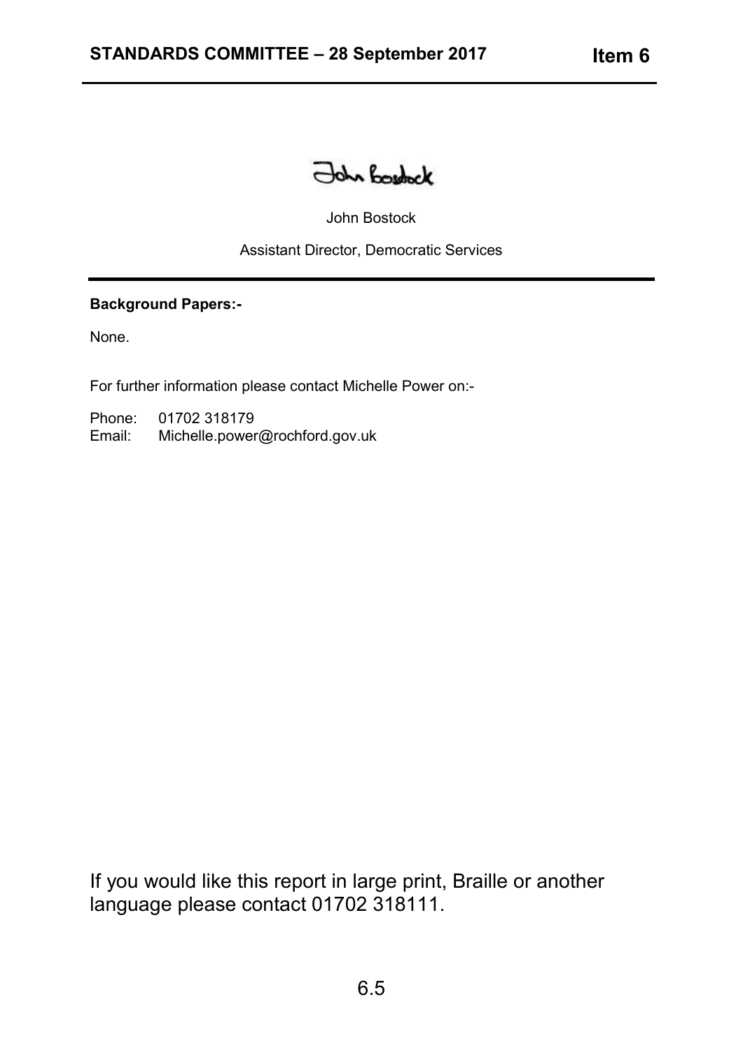John Bostock

Assistant Director, Democratic Services

**Background Papers:-**

None.

For further information please contact Michelle Power on:-

Phone: 01702 318179
Email: Michelle.power@rochford.gov.uk

If you would like this report in large print, Braille or another language please contact 01702 318111.